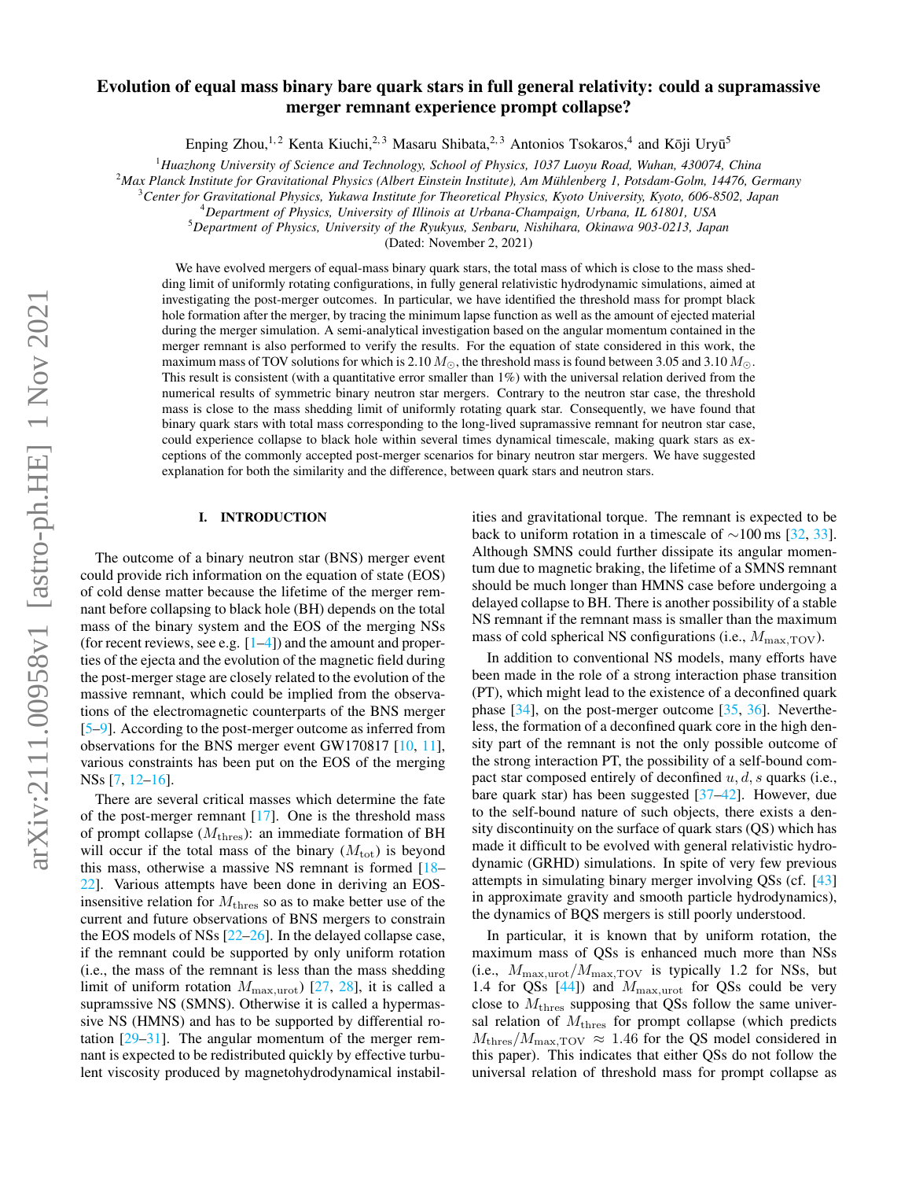# Evolution of equal mass binary bare quark stars in full general relativity: could a supramassive merger remnant experience prompt collapse?

Enping Zhou,[1,2] Kenta Kiuchi,[2,3] Masaru Shibata,[2,3] Antonios Tsokaros,[4] and Kōji Uryū[5]

[1]*Huazhong University of Science and Technology, School of Physics, 1037 Luoyu Road, Wuhan, 430074, China*
[2]*Max Planck Institute for Gravitational Physics (Albert Einstein Institute), Am Mühlenberg 1, Potsdam-Golm, 14476, Germany*
[3]*Center for Gravitational Physics, Yukawa Institute for Theoretical Physics, Kyoto University, Kyoto, 606-8502, Japan*
[4]*Department of Physics, University of Illinois at Urbana-Champaign, Urbana, IL 61801, USA*
[5]*Department of Physics, University of the Ryukyus, Senbaru, Nishihara, Okinawa 903-0213, Japan*

(Dated: November 2, 2021)

We have evolved mergers of equal-mass binary quark stars, the total mass of which is close to the mass shedding limit of uniformly rotating configurations, in fully general relativistic hydrodynamic simulations, aimed at investigating the post-merger outcomes. In particular, we have identified the threshold mass for prompt black hole formation after the merger, by tracing the minimum lapse function as well as the amount of ejected material during the merger simulation. A semi-analytical investigation based on the angular momentum contained in the merger remnant is also performed to verify the results. For the equation of state considered in this work, the maximum mass of TOV solutions for which is $2.10\,M_\odot$, the threshold mass is found between 3.05 and $3.10\,M_\odot$. This result is consistent (with a quantitative error smaller than 1%) with the universal relation derived from the numerical results of symmetric binary neutron star mergers. Contrary to the neutron star case, the threshold mass is close to the mass shedding limit of uniformly rotating quark star. Consequently, we have found that binary quark stars with total mass corresponding to the long-lived supramassive remnant for neutron star case, could experience collapse to black hole within several times dynamical timescale, making quark stars as exceptions of the commonly accepted post-merger scenarios for binary neutron star mergers. We have suggested explanation for both the similarity and the difference, between quark stars and neutron stars.

## I. INTRODUCTION

The outcome of a binary neutron star (BNS) merger event could provide rich information on the equation of state (EOS) of cold dense matter because the lifetime of the merger remnant before collapsing to black hole (BH) depends on the total mass of the binary system and the EOS of the merging NSs (for recent reviews, see e.g. [1–4]) and the amount and properties of the ejecta and the evolution of the magnetic field during the post-merger stage are closely related to the evolution of the massive remnant, which could be implied from the observations of the electromagnetic counterparts of the BNS merger [5–9]. According to the post-merger outcome as inferred from observations for the BNS merger event GW170817 [10, 11], various constraints has been put on the EOS of the merging NSs [7, 12–16].

There are several critical masses which determine the fate of the post-merger remnant [17]. One is the threshold mass of prompt collapse ($M_{\rm thres}$): an immediate formation of BH will occur if the total mass of the binary ($M_{\rm tot}$) is beyond this mass, otherwise a massive NS remnant is formed [18–22]. Various attempts have been done in deriving an EOS-insensitive relation for $M_{\rm thres}$ so as to make better use of the current and future observations of BNS mergers to constrain the EOS models of NSs [22–26]. In the delayed collapse case, if the remnant could be supported by only uniform rotation (i.e., the mass of the remnant is less than the mass shedding limit of uniform rotation $M_{\rm max,urot}$) [27, 28], it is called a supramssive NS (SMNS). Otherwise it is called a hypermassive NS (HMNS) and has to be supported by differential rotation [29–31]. The angular momentum of the merger remnant is expected to be redistributed quickly by effective turbulent viscosity produced by magnetohydrodynamical instabilities and gravitational torque. The remnant is expected to be back to uniform rotation in a timescale of $\sim$100 ms [32, 33]. Although SMNS could further dissipate its angular momentum due to magnetic braking, the lifetime of a SMNS remnant should be much longer than HMNS case before undergoing a delayed collapse to BH. There is another possibility of a stable NS remnant if the remnant mass is smaller than the maximum mass of cold spherical NS configurations (i.e., $M_{\rm max,TOV}$).

In addition to conventional NS models, many efforts have been made in the role of a strong interaction phase transition (PT), which might lead to the existence of a deconfined quark phase [34], on the post-merger outcome [35, 36]. Nevertheless, the formation of a deconfined quark core in the high density part of the remnant is not the only possible outcome of the strong interaction PT, the possibility of a self-bound compact star composed entirely of deconfined $u, d, s$ quarks (i.e., bare quark star) has been suggested [37–42]. However, due to the self-bound nature of such objects, there exists a density discontinuity on the surface of quark stars (QS) which has made it difficult to be evolved with general relativistic hydrodynamic (GRHD) simulations. In spite of very few previous attempts in simulating binary merger involving QSs (cf. [43] in approximate gravity and smooth particle hydrodynamics), the dynamics of BQS mergers is still poorly understood.

In particular, it is known that by uniform rotation, the maximum mass of QSs is enhanced much more than NSs (i.e., $M_{\rm max,urot}/M_{\rm max,TOV}$ is typically 1.2 for NSs, but 1.4 for QSs [44]) and $M_{\rm max,urot}$ for QSs could be very close to $M_{\rm thres}$ supposing that QSs follow the same universal relation of $M_{\rm thres}$ for prompt collapse (which predicts $M_{\rm thres}/M_{\rm max,TOV} \approx 1.46$ for the QS model considered in this paper). This indicates that either QSs do not follow the universal relation of threshold mass for prompt collapse as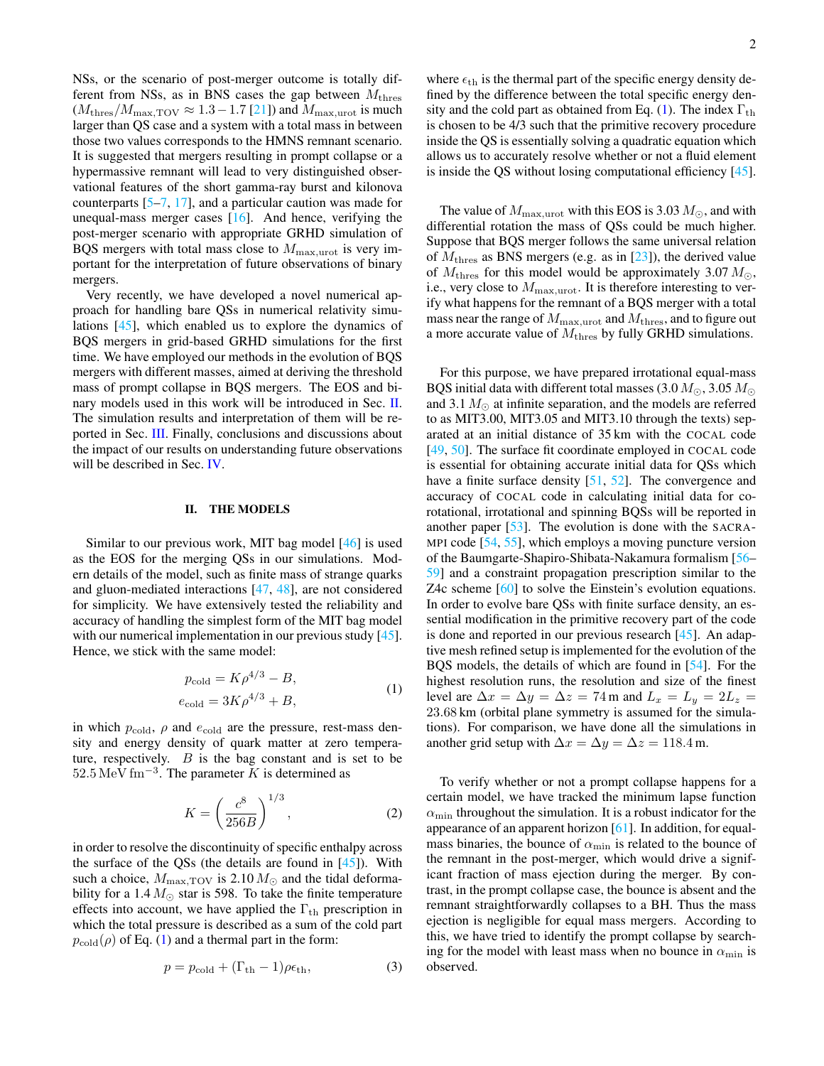NSs, or the scenario of post-merger outcome is totally different from NSs, as in BNS cases the gap between $M_{\rm thres}$ ($M_{\rm thres}/M_{\rm max,TOV} \approx 1.3-1.7$ [21]) and $M_{\rm max,urot}$ is much larger than QS case and a system with a total mass in between those two values corresponds to the HMNS remnant scenario. It is suggested that mergers resulting in prompt collapse or a hypermassive remnant will lead to very distinguished observational features of the short gamma-ray burst and kilonova counterparts [5–7, 17], and a particular caution was made for unequal-mass merger cases [16]. And hence, verifying the post-merger scenario with appropriate GRHD simulation of BQS mergers with total mass close to $M_{\rm max,urot}$ is very important for the interpretation of future observations of binary mergers.

Very recently, we have developed a novel numerical approach for handling bare QSs in numerical relativity simulations [45], which enabled us to explore the dynamics of BQS mergers in grid-based GRHD simulations for the first time. We have employed our methods in the evolution of BQS mergers with different masses, aimed at deriving the threshold mass of prompt collapse in BQS mergers. The EOS and binary models used in this work will be introduced in Sec. II. The simulation results and interpretation of them will be reported in Sec. III. Finally, conclusions and discussions about the impact of our results on understanding future observations will be described in Sec. IV.

## II. THE MODELS

Similar to our previous work, MIT bag model [46] is used as the EOS for the merging QSs in our simulations. Modern details of the model, such as finite mass of strange quarks and gluon-mediated interactions [47, 48], are not considered for simplicity. We have extensively tested the reliability and accuracy of handling the simplest form of the MIT bag model with our numerical implementation in our previous study [45]. Hence, we stick with the same model:

$$
\begin{aligned}
p_{\rm cold} &= K\rho^{4/3} - B, \\
e_{\rm cold} &= 3K\rho^{4/3} + B,
\end{aligned}
\tag{1}
$$

in which $p_{\rm cold}$, $\rho$ and $e_{\rm cold}$ are the pressure, rest-mass density and energy density of quark matter at zero temperature, respectively. $B$ is the bag constant and is set to be $52.5\,{\rm MeV\,fm^{-3}}$. The parameter $K$ is determined as

$$
K = \left(\frac{c^8}{256B}\right)^{1/3}, \tag{2}
$$

in order to resolve the discontinuity of specific enthalpy across the surface of the QSs (the details are found in [45]). With such a choice, $M_{\rm max,TOV}$ is $2.10\,M_\odot$ and the tidal deformability for a $1.4\,M_\odot$ star is 598. To take the finite temperature effects into account, we have applied the $\Gamma_{\rm th}$ prescription in which the total pressure is described as a sum of the cold part $p_{\rm cold}(\rho)$ of Eq. (1) and a thermal part in the form:

$$
p = p_{\rm cold} + (\Gamma_{\rm th} - 1)\rho\epsilon_{\rm th}, \tag{3}
$$

where $\epsilon_{\rm th}$ is the thermal part of the specific energy density defined by the difference between the total specific energy density and the cold part as obtained from Eq. (1). The index $\Gamma_{\rm th}$ is chosen to be 4/3 such that the primitive recovery procedure inside the QS is essentially solving a quadratic equation which allows us to accurately resolve whether or not a fluid element is inside the QS without losing computational efficiency [45].

The value of $M_{\rm max,urot}$ with this EOS is $3.03\,M_\odot$, and with differential rotation the mass of QSs could be much higher. Suppose that BQS merger follows the same universal relation of $M_{\rm thres}$ as BNS mergers (e.g. as in [23]), the derived value of $M_{\rm thres}$ for this model would be approximately $3.07\,M_\odot$, i.e., very close to $M_{\rm max,urot}$. It is therefore interesting to verify what happens for the remnant of a BQS merger with a total mass near the range of $M_{\rm max,urot}$ and $M_{\rm thres}$, and to figure out a more accurate value of $M_{\rm thres}$ by fully GRHD simulations.

For this purpose, we have prepared irrotational equal-mass BQS initial data with different total masses ($3.0\,M_\odot$, $3.05\,M_\odot$ and $3.1\,M_\odot$ at infinite separation, and the models are referred to as MIT3.00, MIT3.05 and MIT3.10 through the texts) separated at an initial distance of 35 km with the COCAL code [49, 50]. The surface fit coordinate employed in COCAL code is essential for obtaining accurate initial data for QSs which have a finite surface density [51, 52]. The convergence and accuracy of COCAL code in calculating initial data for corotational, irrotational and spinning BQSs will be reported in another paper [53]. The evolution is done with the SACRA-MPI code [54, 55], which employs a moving puncture version of the Baumgarte-Shapiro-Shibata-Nakamura formalism [56–59] and a constraint propagation prescription similar to the Z4c scheme [60] to solve the Einstein's evolution equations. In order to evolve bare QSs with finite surface density, an essential modification in the primitive recovery part of the code is done and reported in our previous research [45]. An adaptive mesh refined setup is implemented for the evolution of the BQS models, the details of which are found in [54]. For the highest resolution runs, the resolution and size of the finest level are $\Delta x = \Delta y = \Delta z = 74\,{\rm m}$ and $L_x = L_y = 2L_z = 23.68\,{\rm km}$ (orbital plane symmetry is assumed for the simulations). For comparison, we have done all the simulations in another grid setup with $\Delta x = \Delta y = \Delta z = 118.4\,{\rm m}$.

To verify whether or not a prompt collapse happens for a certain model, we have tracked the minimum lapse function $\alpha_{\rm min}$ throughout the simulation. It is a robust indicator for the appearance of an apparent horizon [61]. In addition, for equal-mass binaries, the bounce of $\alpha_{\rm min}$ is related to the bounce of the remnant in the post-merger, which would drive a significant fraction of mass ejection during the merger. By contrast, in the prompt collapse case, the bounce is absent and the remnant straightforwardly collapses to a BH. Thus the mass ejection is negligible for equal mass mergers. According to this, we have tried to identify the prompt collapse by searching for the model with least mass when no bounce in $\alpha_{\rm min}$ is observed.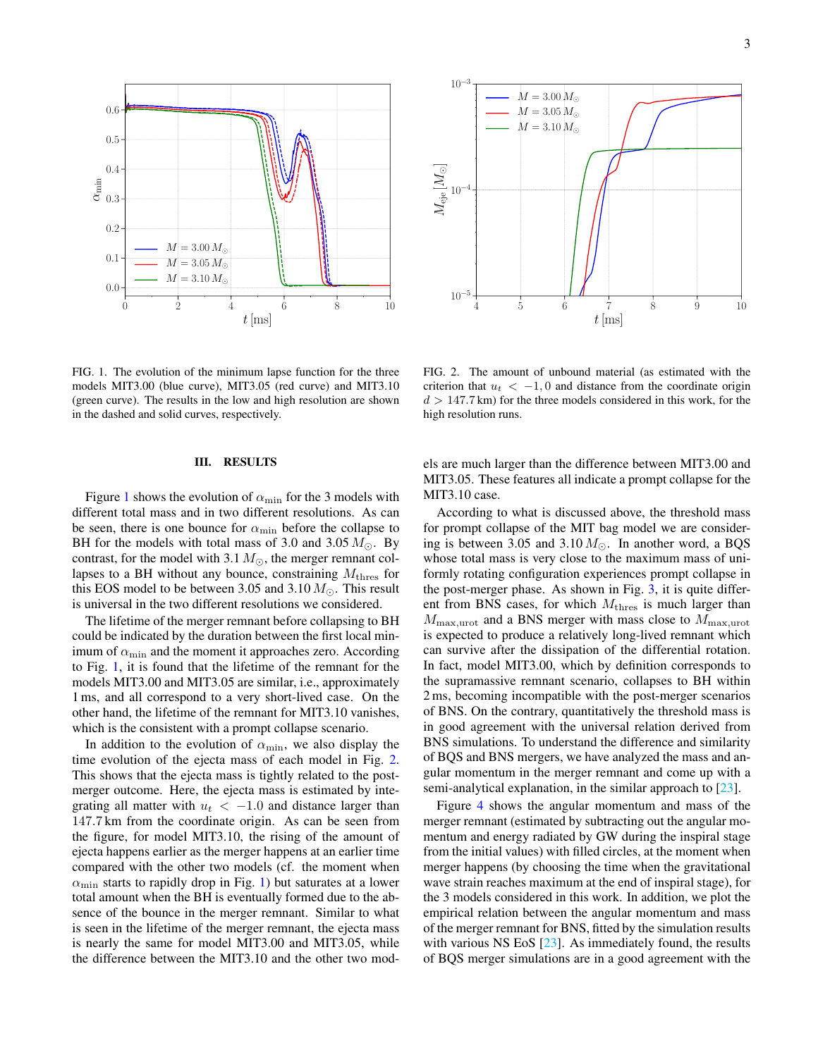FIG. 1. The evolution of the minimum lapse function for the three models MIT3.00 (blue curve), MIT3.05 (red curve) and MIT3.10 (green curve). The results in the low and high resolution are shown in the dashed and solid curves, respectively.

FIG. 2. The amount of unbound material (as estimated with the criterion that $u_t < -1,0$ and distance from the coordinate origin $d > 147.7\,\mathrm{km}$) for the three models considered in this work, for the high resolution runs.

## III. RESULTS

Figure 1 shows the evolution of $\alpha_{\rm min}$ for the 3 models with different total mass and in two different resolutions. As can be seen, there is one bounce for $\alpha_{\rm min}$ before the collapse to BH for the models with total mass of 3.0 and 3.05 $M_\odot$. By contrast, for the model with 3.1 $M_\odot$, the merger remnant collapses to a BH without any bounce, constraining $M_{\rm thres}$ for this EOS model to be between 3.05 and 3.10 $M_\odot$. This result is universal in the two different resolutions we considered.

The lifetime of the merger remnant before collapsing to BH could be indicated by the duration between the first local minimum of $\alpha_{\rm min}$ and the moment it approaches zero. According to Fig. 1, it is found that the lifetime of the remnant for the models MIT3.00 and MIT3.05 are similar, i.e., approximately 1 ms, and all correspond to a very short-lived case. On the other hand, the lifetime of the remnant for MIT3.10 vanishes, which is the consistent with a prompt collapse scenario.

In addition to the evolution of $\alpha_{\rm min}$, we also display the time evolution of the ejecta mass of each model in Fig. 2. This shows that the ejecta mass is tightly related to the post-merger outcome. Here, the ejecta mass is estimated by integrating all matter with $u_t < -1.0$ and distance larger than 147.7 km from the coordinate origin. As can be seen from the figure, for model MIT3.10, the rising of the amount of ejecta happens earlier as the merger happens at an earlier time compared with the other two models (cf. the moment when $\alpha_{\rm min}$ starts to rapidly drop in Fig. 1) but saturates at a lower total amount when the BH is eventually formed due to the absence of the bounce in the merger remnant. Similar to what is seen in the lifetime of the merger remnant, the ejecta mass is nearly the same for model MIT3.00 and MIT3.05, while the difference between the MIT3.10 and the other two models are much larger than the difference between MIT3.00 and MIT3.05. These features all indicate a prompt collapse for the MIT3.10 case.

According to what is discussed above, the threshold mass for prompt collapse of the MIT bag model we are considering is between 3.05 and 3.10 $M_\odot$. In another word, a BQS whose total mass is very close to the maximum mass of uniformly rotating configuration experiences prompt collapse in the post-merger phase. As shown in Fig. 3, it is quite different from BNS cases, for which $M_{\rm thres}$ is much larger than $M_{\rm max,urot}$ and a BNS merger with mass close to $M_{\rm max,urot}$ is expected to produce a relatively long-lived remnant which can survive after the dissipation of the differential rotation. In fact, model MIT3.00, which by definition corresponds to the supramassive remnant scenario, collapses to BH within 2 ms, becoming incompatible with the post-merger scenarios of BNS. On the contrary, quantitatively the threshold mass is in good agreement with the universal relation derived from BNS simulations. To understand the difference and similarity of BQS and BNS mergers, we have analyzed the mass and angular momentum in the merger remnant and come up with a semi-analytical explanation, in the similar approach to [23].

Figure 4 shows the angular momentum and mass of the merger remnant (estimated by subtracting out the angular momentum and energy radiated by GW during the inspiral stage from the initial values) with filled circles, at the moment when merger happens (by choosing the time when the gravitational wave strain reaches maximum at the end of inspiral stage), for the 3 models considered in this work. In addition, we plot the empirical relation between the angular momentum and mass of the merger remnant for BNS, fitted by the simulation results with various NS EoS [23]. As immediately found, the results of BQS merger simulations are in a good agreement with the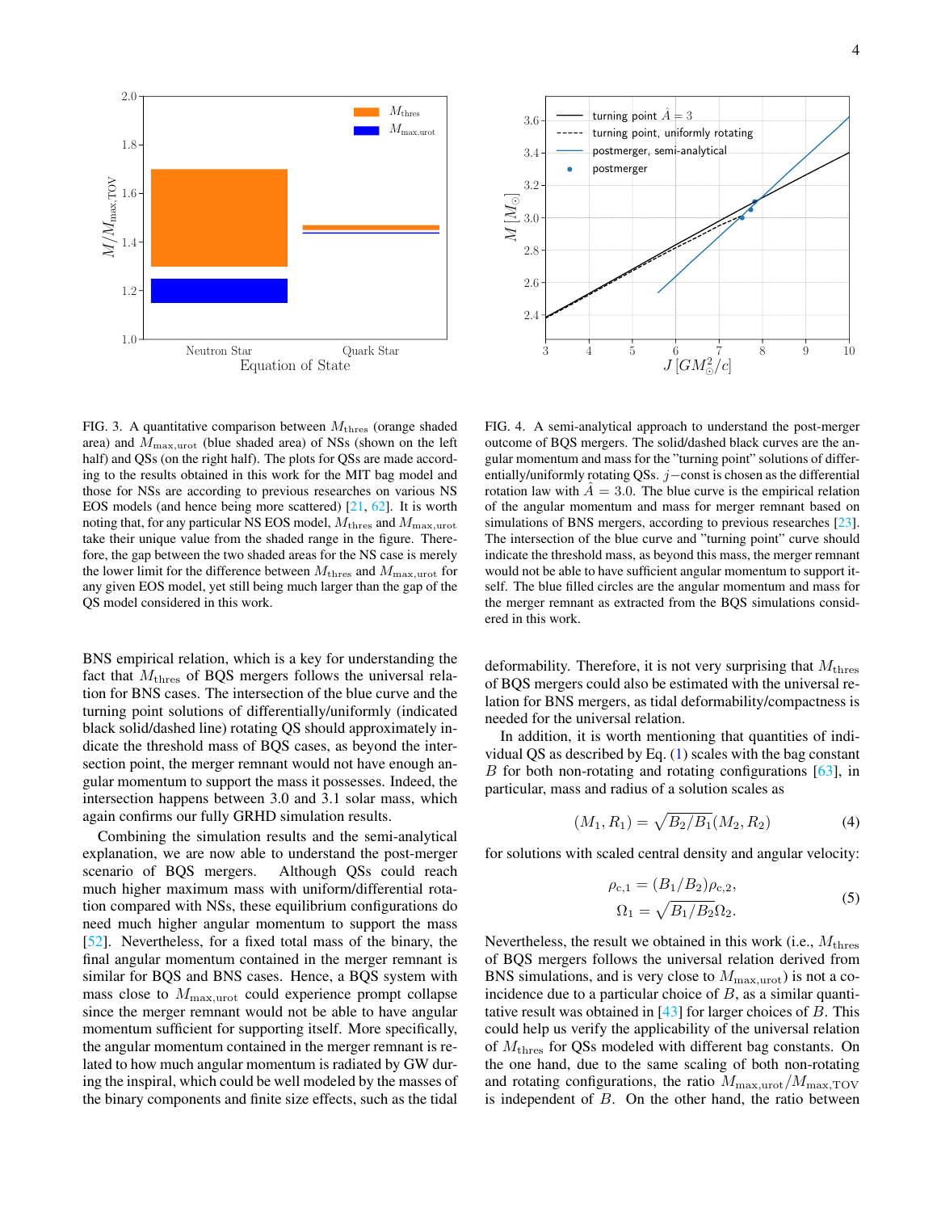FIG. 3. A quantitative comparison between $M_{\rm thres}$ (orange shaded area) and $M_{\rm max,urot}$ (blue shaded area) of NSs (shown on the left half) and QSs (on the right half). The plots for QSs are made according to the results obtained in this work for the MIT bag model and those for NSs are according to previous researches on various NS EOS models (and hence being more scattered) [21, 62]. It is worth noting that, for any particular NS EOS model, $M_{\rm thres}$ and $M_{\rm max,urot}$ take their unique value from the shaded range in the figure. Therefore, the gap between the two shaded areas for the NS case is merely the lower limit for the difference between $M_{\rm thres}$ and $M_{\rm max,urot}$ for any given EOS model, yet still being much larger than the gap of the QS model considered in this work.

FIG. 4. A semi-analytical approach to understand the post-merger outcome of BQS mergers. The solid/dashed black curves are the angular momentum and mass for the "turning point" solutions of differentially/uniformly rotating QSs. $j-$const is chosen as the differential rotation law with $\hat{A} = 3.0$. The blue curve is the empirical relation of the angular momentum and mass for merger remnant based on simulations of BNS mergers, according to previous researches [23]. The intersection of the blue curve and "turning point" curve should indicate the threshold mass, as beyond this mass, the merger remnant would not be able to have sufficient angular momentum to support itself. The blue filled circles are the angular momentum and mass for the merger remnant as extracted from the BQS simulations considered in this work.

BNS empirical relation, which is a key for understanding the fact that $M_{\rm thres}$ of BQS mergers follows the universal relation for BNS cases. The intersection of the blue curve and the turning point solutions of differentially/uniformly (indicated black solid/dashed line) rotating QS should approximately indicate the threshold mass of BQS cases, as beyond the intersection point, the merger remnant would not have enough angular momentum to support the mass it possesses. Indeed, the intersection happens between 3.0 and 3.1 solar mass, which again confirms our fully GRHD simulation results.

Combining the simulation results and the semi-analytical explanation, we are now able to understand the post-merger scenario of BQS mergers. Although QSs could reach much higher maximum mass with uniform/differential rotation compared with NSs, these equilibrium configurations do need much higher angular momentum to support the mass [52]. Nevertheless, for a fixed total mass of the binary, the final angular momentum contained in the merger remnant is similar for BQS and BNS cases. Hence, a BQS system with mass close to $M_{\rm max,urot}$ could experience prompt collapse since the merger remnant would not be able to have angular momentum sufficient for supporting itself. More specifically, the angular momentum contained in the merger remnant is related to how much angular momentum is radiated by GW during the inspiral, which could be well modeled by the masses of the binary components and finite size effects, such as the tidal deformability. Therefore, it is not very surprising that $M_{\rm thres}$ of BQS mergers could also be estimated with the universal relation for BNS mergers, as tidal deformability/compactness is needed for the universal relation.

In addition, it is worth mentioning that quantities of individual QS as described by Eq. (1) scales with the bag constant $B$ for both non-rotating and rotating configurations [63], in particular, mass and radius of a solution scales as

$$(M_1, R_1) = \sqrt{B_2/B_1}(M_2, R_2) \tag{4}$$

for solutions with scaled central density and angular velocity:

$$\begin{aligned} \rho_{c,1} &= (B_1/B_2)\rho_{c,2}, \\ \Omega_1 &= \sqrt{B_1/B_2}\Omega_2. \end{aligned} \tag{5}$$

Nevertheless, the result we obtained in this work (i.e., $M_{\rm thres}$ of BQS mergers follows the universal relation derived from BNS simulations, and is very close to $M_{\rm max,urot}$) is not a coincidence due to a particular choice of $B$, as a similar quantitative result was obtained in [43] for larger choices of $B$. This could help us verify the applicability of the universal relation of $M_{\rm thres}$ for QSs modeled with different bag constants. On the one hand, due to the same scaling of both non-rotating and rotating configurations, the ratio $M_{\rm max,urot}/M_{\rm max,TOV}$ is independent of $B$. On the other hand, the ratio between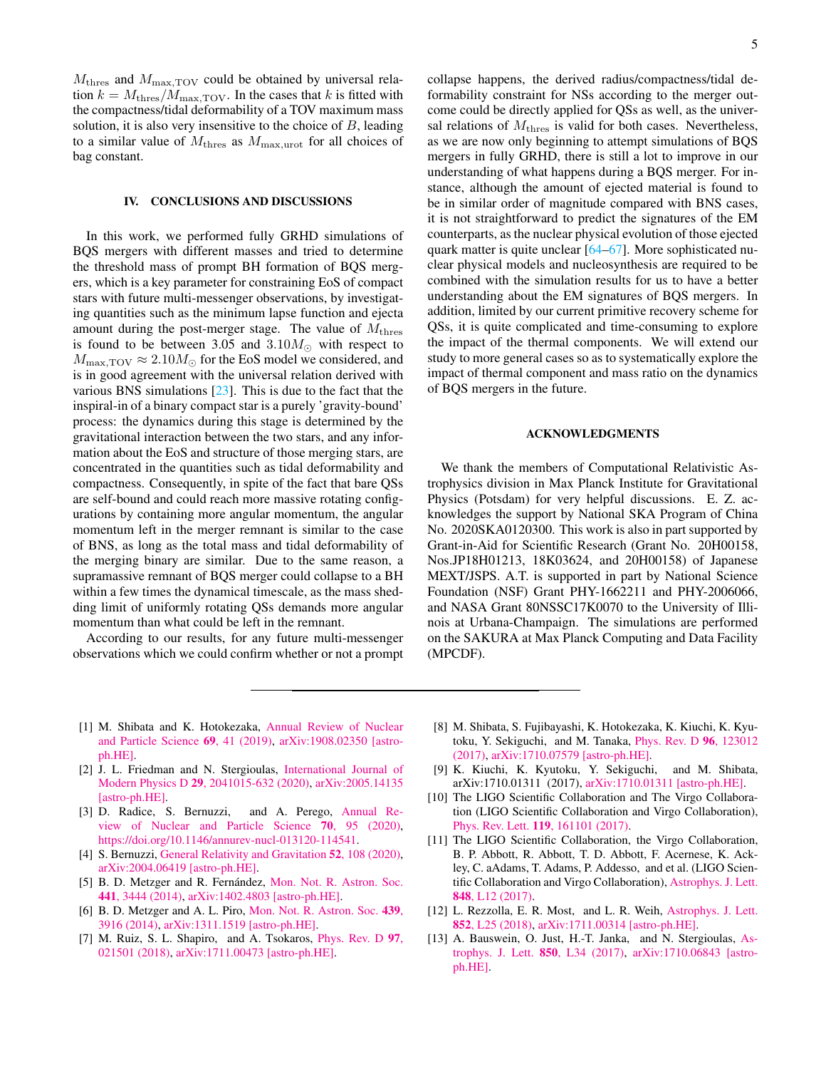$M_{\rm thres}$ and $M_{\rm max,TOV}$ could be obtained by universal relation $k = M_{\rm thres}/M_{\rm max,TOV}$. In the cases that $k$ is fitted with the compactness/tidal deformability of a TOV maximum mass solution, it is also very insensitive to the choice of $B$, leading to a similar value of $M_{\rm thres}$ as $M_{\rm max,urot}$ for all choices of bag constant.

## IV. CONCLUSIONS AND DISCUSSIONS

In this work, we performed fully GRHD simulations of BQS mergers with different masses and tried to determine the threshold mass of prompt BH formation of BQS mergers, which is a key parameter for constraining EoS of compact stars with future multi-messenger observations, by investigating quantities such as the minimum lapse function and ejecta amount during the post-merger stage. The value of $M_{\rm thres}$ is found to be between 3.05 and $3.10 M_{\odot}$ with respect to $M_{\rm max,TOV} \approx 2.10 M_{\odot}$ for the EoS model we considered, and is in good agreement with the universal relation derived with various BNS simulations [23]. This is due to the fact that the inspiral-in of a binary compact star is a purely 'gravity-bound' process: the dynamics during this stage is determined by the gravitational interaction between the two stars, and any information about the EoS and structure of those merging stars, are concentrated in the quantities such as tidal deformability and compactness. Consequently, in spite of the fact that bare QSs are self-bound and could reach more massive rotating configurations by containing more angular momentum, the angular momentum left in the merger remnant is similar to the case of BNS, as long as the total mass and tidal deformability of the merging binary are similar. Due to the same reason, a supramassive remnant of BQS merger could collapse to a BH within a few times the dynamical timescale, as the mass shedding limit of uniformly rotating QSs demands more angular momentum than what could be left in the remnant.

According to our results, for any future multi-messenger observations which we could confirm whether or not a prompt collapse happens, the derived radius/compactness/tidal deformability constraint for NSs according to the merger outcome could be directly applied for QSs as well, as the universal relations of $M_{\rm thres}$ is valid for both cases. Nevertheless, as we are now only beginning to attempt simulations of BQS mergers in fully GRHD, there is still a lot to improve in our understanding of what happens during a BQS merger. For instance, although the amount of ejected material is found to be in similar order of magnitude compared with BNS cases, it is not straightforward to predict the signatures of the EM counterparts, as the nuclear physical evolution of those ejected quark matter is quite unclear [64–67]. More sophisticated nuclear physical models and nucleosynthesis are required to be combined with the simulation results for us to have a better understanding about the EM signatures of BQS mergers. In addition, limited by our current primitive recovery scheme for QSs, it is quite complicated and time-consuming to explore the impact of the thermal components. We will extend our study to more general cases so as to systematically explore the impact of thermal component and mass ratio on the dynamics of BQS mergers in the future.

## ACKNOWLEDGMENTS

We thank the members of Computational Relativistic Astrophysics division in Max Planck Institute for Gravitational Physics (Potsdam) for very helpful discussions. E. Z. acknowledges the support by National SKA Program of China No. 2020SKA0120300. This work is also in part supported by Grant-in-Aid for Scientific Research (Grant No. 20H00158, Nos.JP18H01213, 18K03624, and 20H00158) of Japanese MEXT/JSPS. A.T. is supported in part by National Science Foundation (NSF) Grant PHY-1662211 and PHY-2006066, and NASA Grant 80NSSC17K0070 to the University of Illinois at Urbana-Champaign. The simulations are performed on the SAKURA at Max Planck Computing and Data Facility (MPCDF).

---

[1] M. Shibata and K. Hotokezaka, Annual Review of Nuclear and Particle Science **69**, 41 (2019), arXiv:1908.02350 [astro-ph.HE].

[2] J. L. Friedman and N. Stergioulas, International Journal of Modern Physics D **29**, 2041015-632 (2020), arXiv:2005.14135 [astro-ph.HE].

[3] D. Radice, S. Bernuzzi, and A. Perego, Annual Review of Nuclear and Particle Science **70**, 95 (2020), https://doi.org/10.1146/annurev-nucl-013120-114541.

[4] S. Bernuzzi, General Relativity and Gravitation **52**, 108 (2020), arXiv:2004.06419 [astro-ph.HE].

[5] B. D. Metzger and R. Fernández, Mon. Not. R. Astron. Soc. **441**, 3444 (2014), arXiv:1402.4803 [astro-ph.HE].

[6] B. D. Metzger and A. L. Piro, Mon. Not. R. Astron. Soc. **439**, 3916 (2014), arXiv:1311.1519 [astro-ph.HE].

[7] M. Ruiz, S. L. Shapiro, and A. Tsokaros, Phys. Rev. D **97**, 021501 (2018), arXiv:1711.00473 [astro-ph.HE].

[8] M. Shibata, S. Fujibayashi, K. Hotokezaka, K. Kiuchi, K. Kyutoku, Y. Sekiguchi, and M. Tanaka, Phys. Rev. D **96**, 123012 (2017), arXiv:1710.07579 [astro-ph.HE].

[9] K. Kiuchi, K. Kyutoku, Y. Sekiguchi, and M. Shibata, arXiv:1710.01311 (2017), arXiv:1710.01311 [astro-ph.HE].

[10] The LIGO Scientific Collaboration and The Virgo Collaboration (LIGO Scientific Collaboration and Virgo Collaboration), Phys. Rev. Lett. **119**, 161101 (2017).

[11] The LIGO Scientific Collaboration, the Virgo Collaboration, B. P. Abbott, R. Abbott, T. D. Abbott, F. Acernese, K. Ackley, C. aAdams, T. Adams, P. Addesso, and et al. (LIGO Scientific Collaboration and Virgo Collaboration), Astrophys. J. Lett. **848**, L12 (2017).

[12] L. Rezzolla, E. R. Most, and L. R. Weih, Astrophys. J. Lett. **852**, L25 (2018), arXiv:1711.00314 [astro-ph.HE].

[13] A. Bauswein, O. Just, H.-T. Janka, and N. Stergioulas, Astrophys. J. Lett. **850**, L34 (2017), arXiv:1710.06843 [astro-ph.HE].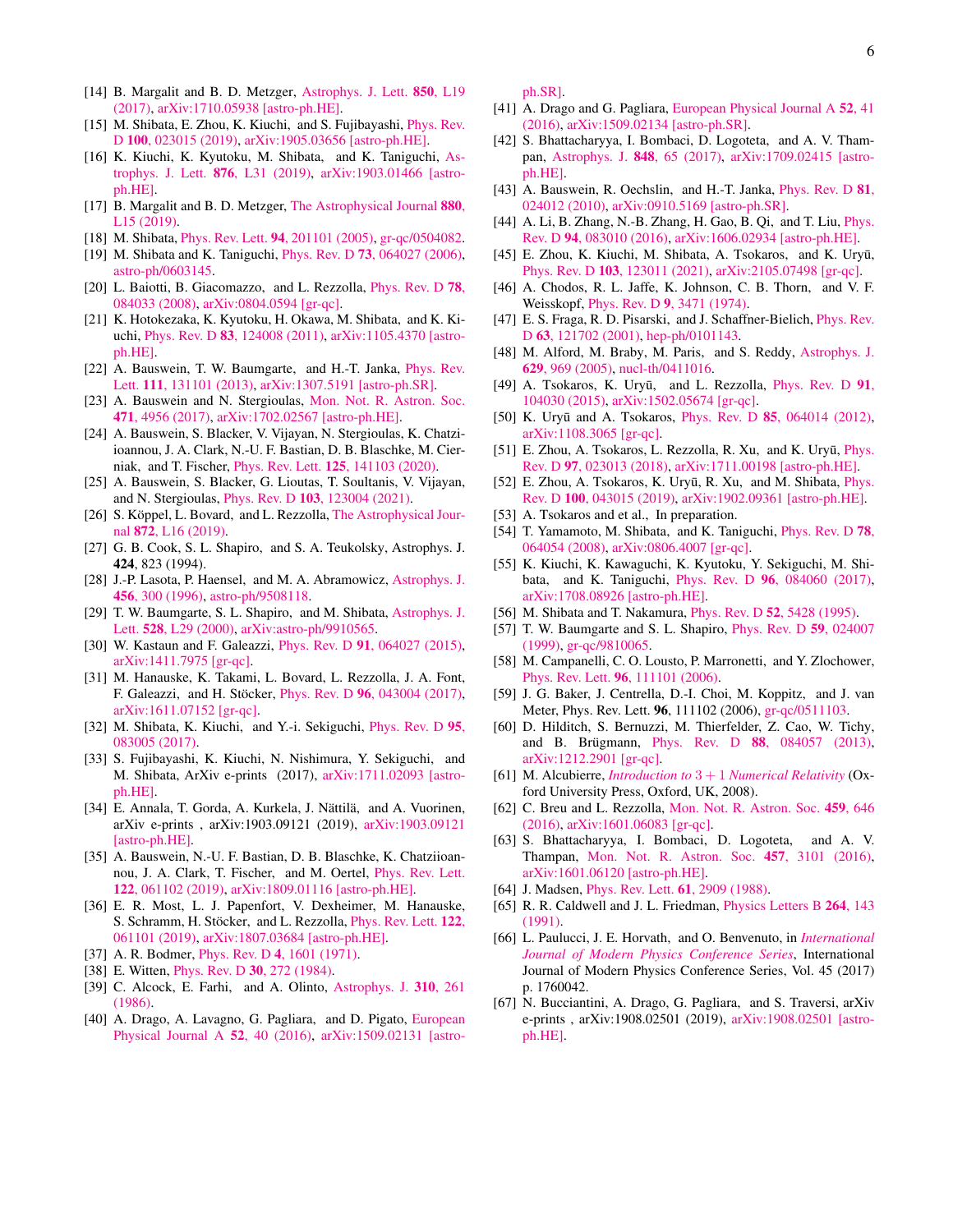[14] B. Margalit and B. D. Metzger, Astrophys. J. Lett. **850**, L19 (2017), arXiv:1710.05938 [astro-ph.HE].

[15] M. Shibata, E. Zhou, K. Kiuchi, and S. Fujibayashi, Phys. Rev. D **100**, 023015 (2019), arXiv:1905.03656 [astro-ph.HE].

[16] K. Kiuchi, K. Kyutoku, M. Shibata, and K. Taniguchi, Astrophys. J. Lett. **876**, L31 (2019), arXiv:1903.01466 [astro-ph.HE].

[17] B. Margalit and B. D. Metzger, The Astrophysical Journal **880**, L15 (2019).

[18] M. Shibata, Phys. Rev. Lett. **94**, 201101 (2005), gr-qc/0504082.

[19] M. Shibata and K. Taniguchi, Phys. Rev. D **73**, 064027 (2006), astro-ph/0603145.

[20] L. Baiotti, B. Giacomazzo, and L. Rezzolla, Phys. Rev. D **78**, 084033 (2008), arXiv:0804.0594 [gr-qc].

[21] K. Hotokezaka, K. Kyutoku, H. Okawa, M. Shibata, and K. Kiuchi, Phys. Rev. D **83**, 124008 (2011), arXiv:1105.4370 [astro-ph.HE].

[22] A. Bauswein, T. W. Baumgarte, and H.-T. Janka, Phys. Rev. Lett. **111**, 131101 (2013), arXiv:1307.5191 [astro-ph.SR].

[23] A. Bauswein and N. Stergioulas, Mon. Not. R. Astron. Soc. **471**, 4956 (2017), arXiv:1702.02567 [astro-ph.HE].

[24] A. Bauswein, S. Blacker, V. Vijayan, N. Stergioulas, K. Chatziioannou, J. A. Clark, N.-U. F. Bastian, D. B. Blaschke, M. Cierniak, and T. Fischer, Phys. Rev. Lett. **125**, 141103 (2020).

[25] A. Bauswein, S. Blacker, G. Lioutas, T. Soultanis, V. Vijayan, and N. Stergioulas, Phys. Rev. D **103**, 123004 (2021).

[26] S. Köppel, L. Bovard, and L. Rezzolla, The Astrophysical Journal **872**, L16 (2019).

[27] G. B. Cook, S. L. Shapiro, and S. A. Teukolsky, Astrophys. J. **424**, 823 (1994).

[28] J.-P. Lasota, P. Haensel, and M. A. Abramowicz, Astrophys. J. **456**, 300 (1996), astro-ph/9508118.

[29] T. W. Baumgarte, S. L. Shapiro, and M. Shibata, Astrophys. J. Lett. **528**, L29 (2000), arXiv:astro-ph/9910565.

[30] W. Kastaun and F. Galeazzi, Phys. Rev. D **91**, 064027 (2015), arXiv:1411.7975 [gr-qc].

[31] M. Hanauske, K. Takami, L. Bovard, L. Rezzolla, J. A. Font, F. Galeazzi, and H. Stöcker, Phys. Rev. D **96**, 043004 (2017), arXiv:1611.07152 [gr-qc].

[32] M. Shibata, K. Kiuchi, and Y.-i. Sekiguchi, Phys. Rev. D **95**, 083005 (2017).

[33] S. Fujibayashi, K. Kiuchi, N. Nishimura, Y. Sekiguchi, and M. Shibata, ArXiv e-prints (2017), arXiv:1711.02093 [astro-ph.HE].

[34] E. Annala, T. Gorda, A. Kurkela, J. Nättilä, and A. Vuorinen, arXiv e-prints , arXiv:1903.09121 (2019), arXiv:1903.09121 [astro-ph.HE].

[35] A. Bauswein, N.-U. F. Bastian, D. B. Blaschke, K. Chatziioannou, J. A. Clark, T. Fischer, and M. Oertel, Phys. Rev. Lett. **122**, 061102 (2019), arXiv:1809.01116 [astro-ph.HE].

[36] E. R. Most, L. J. Papenfort, V. Dexheimer, M. Hanauske, S. Schramm, H. Stöcker, and L. Rezzolla, Phys. Rev. Lett. **122**, 061101 (2019), arXiv:1807.03684 [astro-ph.HE].

[37] A. R. Bodmer, Phys. Rev. D **4**, 1601 (1971).

[38] E. Witten, Phys. Rev. D **30**, 272 (1984).

[39] C. Alcock, E. Farhi, and A. Olinto, Astrophys. J. **310**, 261 (1986).

[40] A. Drago, A. Lavagno, G. Pagliara, and D. Pigato, European Physical Journal A **52**, 40 (2016), arXiv:1509.02131 [astro-ph.SR].

[41] A. Drago and G. Pagliara, European Physical Journal A **52**, 41 (2016), arXiv:1509.02134 [astro-ph.SR].

[42] S. Bhattacharyya, I. Bombaci, D. Logoteta, and A. V. Thampan, Astrophys. J. **848**, 65 (2017), arXiv:1709.02415 [astro-ph.HE].

[43] A. Bauswein, R. Oechslin, and H.-T. Janka, Phys. Rev. D **81**, 024012 (2010), arXiv:0910.5169 [astro-ph.SR].

[44] A. Li, B. Zhang, N.-B. Zhang, H. Gao, B. Qi, and T. Liu, Phys. Rev. D **94**, 083010 (2016), arXiv:1606.02934 [astro-ph.HE].

[45] E. Zhou, K. Kiuchi, M. Shibata, A. Tsokaros, and K. Uryū, Phys. Rev. D **103**, 123011 (2021), arXiv:2105.07498 [gr-qc].

[46] A. Chodos, R. L. Jaffe, K. Johnson, C. B. Thorn, and V. F. Weisskopf, Phys. Rev. D **9**, 3471 (1974).

[47] E. S. Fraga, R. D. Pisarski, and J. Schaffner-Bielich, Phys. Rev. D **63**, 121702 (2001), hep-ph/0101143.

[48] M. Alford, M. Braby, M. Paris, and S. Reddy, Astrophys. J. **629**, 969 (2005), nucl-th/0411016.

[49] A. Tsokaros, K. Uryū, and L. Rezzolla, Phys. Rev. D **91**, 104030 (2015), arXiv:1502.05674 [gr-qc].

[50] K. Uryū and A. Tsokaros, Phys. Rev. D **85**, 064014 (2012), arXiv:1108.3065 [gr-qc].

[51] E. Zhou, A. Tsokaros, L. Rezzolla, R. Xu, and K. Uryū, Phys. Rev. D **97**, 023013 (2018), arXiv:1711.00198 [astro-ph.HE].

[52] E. Zhou, A. Tsokaros, K. Uryū, R. Xu, and M. Shibata, Phys. Rev. D **100**, 043015 (2019), arXiv:1902.09361 [astro-ph.HE].

[53] A. Tsokaros and et al., In preparation.

[54] T. Yamamoto, M. Shibata, and K. Taniguchi, Phys. Rev. D **78**, 064054 (2008), arXiv:0806.4007 [gr-qc].

[55] K. Kiuchi, K. Kawaguchi, K. Kyutoku, Y. Sekiguchi, M. Shibata, and K. Taniguchi, Phys. Rev. D **96**, 084060 (2017), arXiv:1708.08926 [astro-ph.HE].

[56] M. Shibata and T. Nakamura, Phys. Rev. D **52**, 5428 (1995).

[57] T. W. Baumgarte and S. L. Shapiro, Phys. Rev. D **59**, 024007 (1999), gr-qc/9810065.

[58] M. Campanelli, C. O. Lousto, P. Marronetti, and Y. Zlochower, Phys. Rev. Lett. **96**, 111101 (2006).

[59] J. G. Baker, J. Centrella, D.-I. Choi, M. Koppitz, and J. van Meter, Phys. Rev. Lett. **96**, 111102 (2006), gr-qc/0511103.

[60] D. Hilditch, S. Bernuzzi, M. Thierfelder, Z. Cao, W. Tichy, and B. Brügmann, Phys. Rev. D **88**, 084057 (2013), arXiv:1212.2901 [gr-qc].

[61] M. Alcubierre, *Introduction to $3+1$ Numerical Relativity* (Oxford University Press, Oxford, UK, 2008).

[62] C. Breu and L. Rezzolla, Mon. Not. R. Astron. Soc. **459**, 646 (2016), arXiv:1601.06083 [gr-qc].

[63] S. Bhattacharyya, I. Bombaci, D. Logoteta, and A. V. Thampan, Mon. Not. R. Astron. Soc. **457**, 3101 (2016), arXiv:1601.06120 [astro-ph.HE].

[64] J. Madsen, Phys. Rev. Lett. **61**, 2909 (1988).

[65] R. R. Caldwell and J. L. Friedman, Physics Letters B **264**, 143 (1991).

[66] L. Paulucci, J. E. Horvath, and O. Benvenuto, in *International Journal of Modern Physics Conference Series*, International Journal of Modern Physics Conference Series, Vol. 45 (2017) p. 1760042.

[67] N. Bucciantini, A. Drago, G. Pagliara, and S. Traversi, arXiv e-prints , arXiv:1908.02501 (2019), arXiv:1908.02501 [astro-ph.HE].